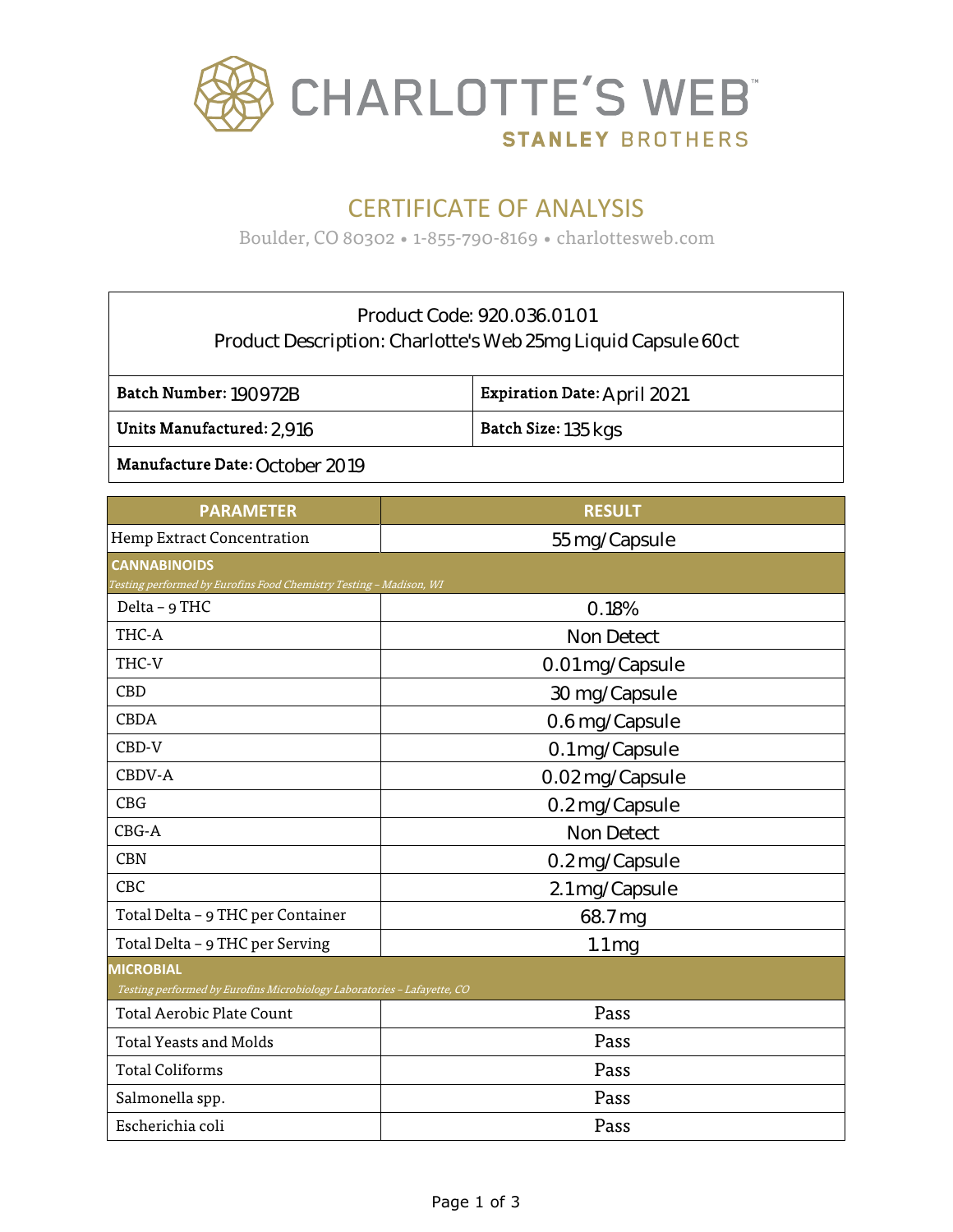# CHARLOTTE'S WEB™

**STANLEY BROTHERS**

## CERTIFICATE OF ANALYSIS

Boulder, CO 80302 • 1-855-790-8169 • charlottesweb.com

Product Code: 920.036.01.01

Product Description: Charlotte's Web 25mg Liquid Capsule 60ct

| | |
|---|---|
| **Batch Number:** 190972B | **Expiration Date:** April 2021 |
| **Units Manufactured:** 2,916 | **Batch Size:** 135 kgs |
| **Manufacture Date:** October 2019 | |

| PARAMETER | RESULT |
|---|---|
| Hemp Extract Concentration | 55 mg/Capsule |
| **CANNABINOIDS** *Testing performed by Eurofins Food Chemistry Testing – Madison, WI* | |
| Delta – 9 THC | 0.18% |
| THC-A | Non Detect |
| THC-V | 0.01 mg/Capsule |
| CBD | 30 mg/Capsule |
| CBDA | 0.6 mg/Capsule |
| CBD-V | 0.1 mg/Capsule |
| CBDV-A | 0.02 mg/Capsule |
| CBG | 0.2 mg/Capsule |
| CBG-A | Non Detect |
| CBN | 0.2 mg/Capsule |
| CBC | 2.1 mg/Capsule |
| Total Delta – 9 THC per Container | 68.7 mg |
| Total Delta – 9 THC per Serving | 1.1 mg |
| **MICROBIAL** *Testing performed by Eurofins Microbiology Laboratories – Lafayette, CO* | |
| Total Aerobic Plate Count | Pass |
| Total Yeasts and Molds | Pass |
| Total Coliforms | Pass |
| Salmonella spp. | Pass |
| Escherichia coli | Pass |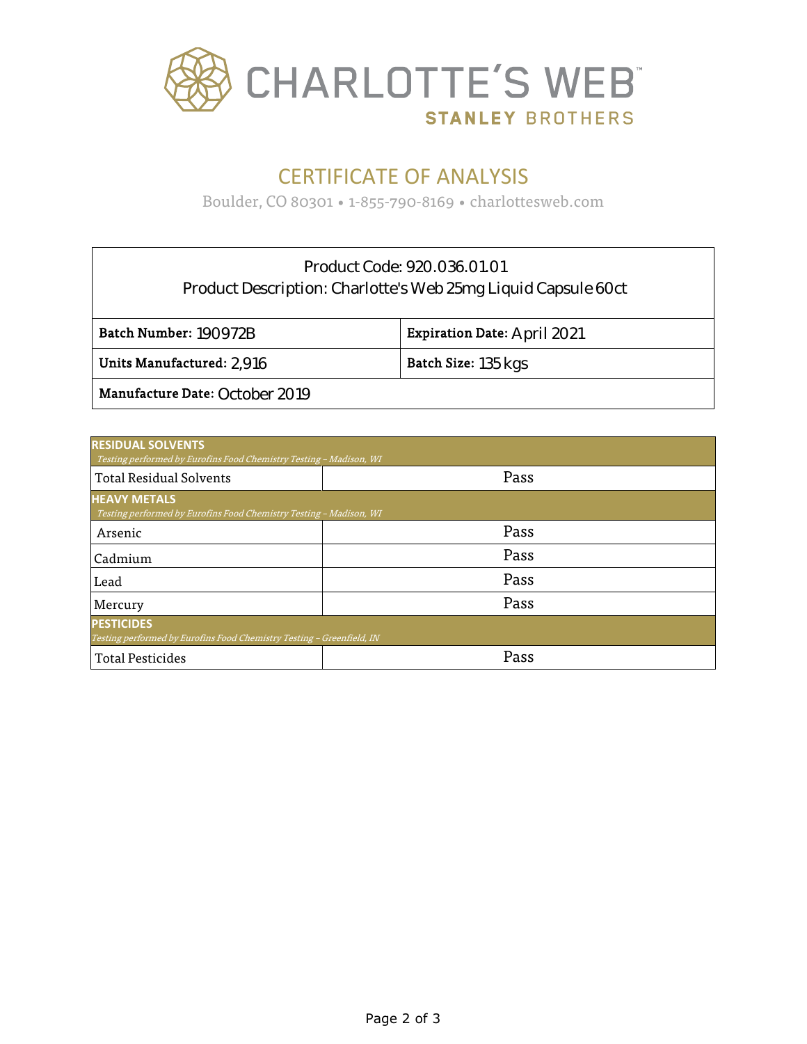# CHARLOTTE'S WEB

**STANLEY BROTHERS**

## CERTIFICATE OF ANALYSIS

Boulder, CO 80301 • 1-855-790-8169 • charlottesweb.com

| Product Code: 920.036.01.01<br>Product Description: Charlotte's Web 25mg Liquid Capsule 60ct | |
|---|---|
| **Batch Number:** 190972B | **Expiration Date:** April 2021 |
| **Units Manufactured:** 2,916 | **Batch Size:** 135 kgs |
| **Manufacture Date:** October 2019 | |

| **RESIDUAL SOLVENTS**<br>*Testing performed by Eurofins Food Chemistry Testing – Madison, WI* | |
|---|---|
| Total Residual Solvents | Pass |
| **HEAVY METALS**<br>*Testing performed by Eurofins Food Chemistry Testing – Madison, WI* | |
| Arsenic | Pass |
| Cadmium | Pass |
| Lead | Pass |
| Mercury | Pass |
| **PESTICIDES**<br>*Testing performed by Eurofins Food Chemistry Testing – Greenfield, IN* | |
| Total Pesticides | Pass |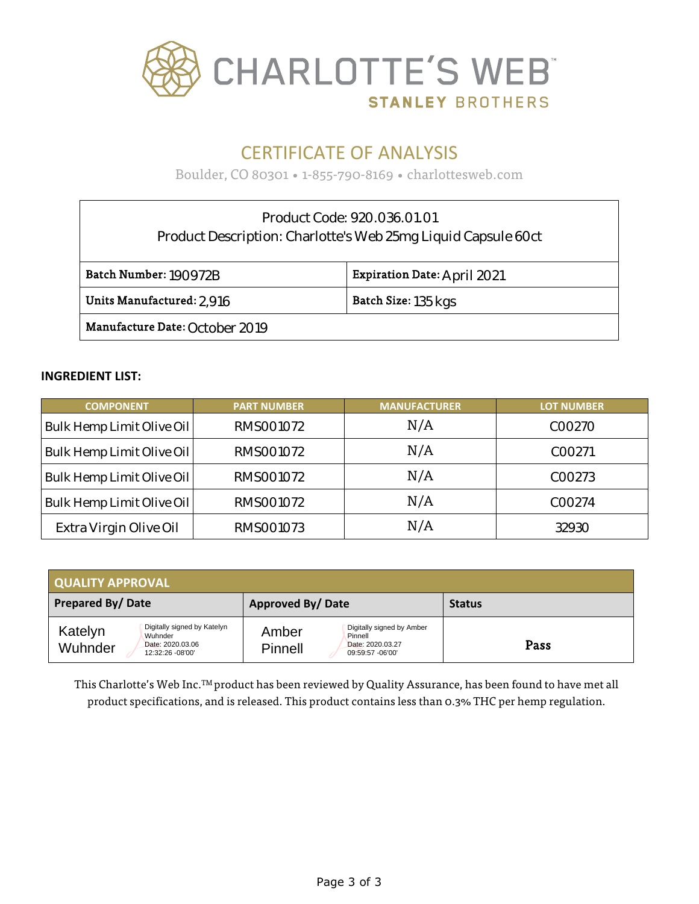CHARLOTTE'S WEB™

STANLEY BROTHERS

# CERTIFICATE OF ANALYSIS

Boulder, CO 80301 • 1-855-790-8169 • charlottesweb.com

| Product Code: 920.036.01.01<br>Product Description: Charlotte's Web 25mg Liquid Capsule 60ct | |
|---|---|
| **Batch Number:** 190972B | **Expiration Date:** April 2021 |
| **Units Manufactured:** 2,916 | **Batch Size:** 135 kgs |
| **Manufacture Date:** October 2019 | |

**INGREDIENT LIST:**

| COMPONENT | PART NUMBER | MANUFACTURER | LOT NUMBER |
|---|---|---|---|
| Bulk Hemp Limit Olive Oil | RMS001072 | N/A | C00270 |
| Bulk Hemp Limit Olive Oil | RMS001072 | N/A | C00271 |
| Bulk Hemp Limit Olive Oil | RMS001072 | N/A | C00273 |
| Bulk Hemp Limit Olive Oil | RMS001072 | N/A | C00274 |
| Extra Virgin Olive Oil | RMS001073 | N/A | 32930 |

| QUALITY APPROVAL | | |
|---|---|---|
| **Prepared By/ Date** | **Approved By/ Date** | **Status** |
| Katelyn Wuhnder — Digitally signed by Katelyn Wuhnder Date: 2020.03.06 12:32:26 -08'00' | Amber Pinnell — Digitally signed by Amber Pinnell Date: 2020.03.27 09:59:57 -06'00' | **Pass** |

This Charlotte's Web Inc.™ product has been reviewed by Quality Assurance, has been found to have met all product specifications, and is released. This product contains less than 0.3% THC per hemp regulation.